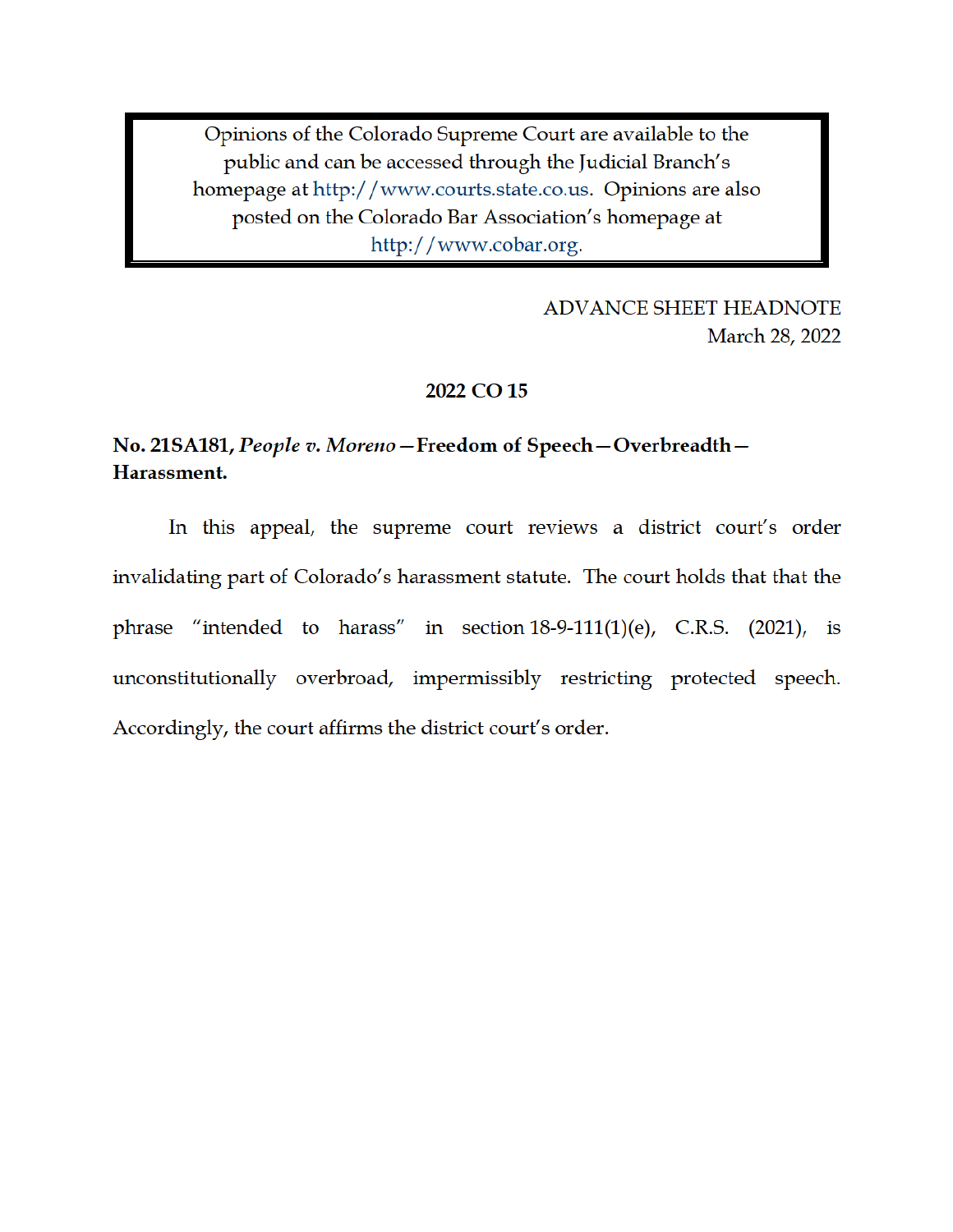Opinions of the Colorado Supreme Court are available to the public and can be accessed through the Judicial Branch's homepage at http://www.courts.state.co.us. Opinions are also posted on the Colorado Bar Association's homepage at http://www.cobar.org.

ADVANCE SHEET HEADNOTE
March 28, 2022

**2022 CO 15**

**No. 21SA181, *People v. Moreno*—Freedom of Speech—Overbreadth—Harassment.**

In this appeal, the supreme court reviews a district court's order invalidating part of Colorado's harassment statute. The court holds that that the phrase "intended to harass" in section 18-9-111(1)(e), C.R.S. (2021), is unconstitutionally overbroad, impermissibly restricting protected speech. Accordingly, the court affirms the district court's order.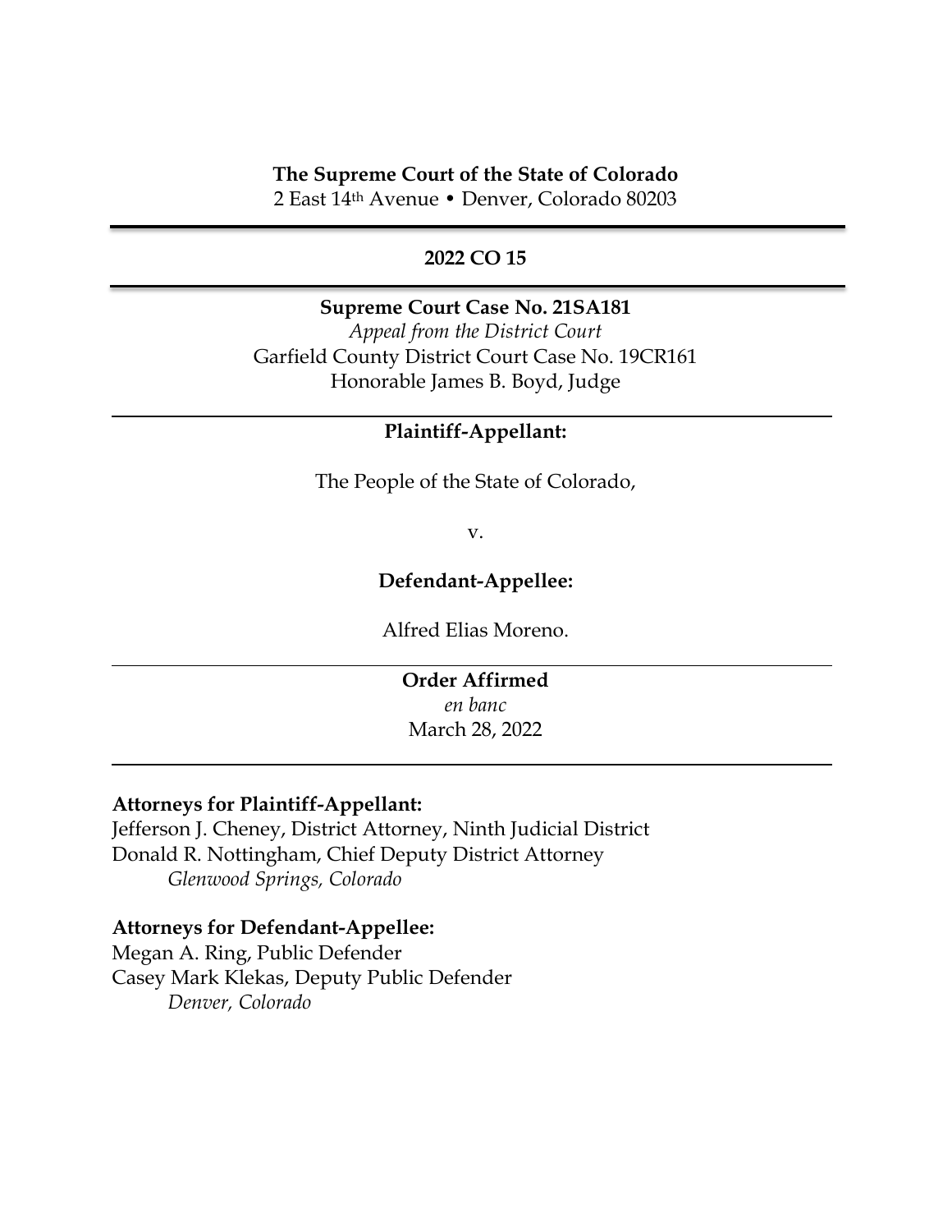**The Supreme Court of the State of Colorado**
2 East 14th Avenue • Denver, Colorado 80203

---

**2022 CO 15**

---

**Supreme Court Case No. 21SA181**
*Appeal from the District Court*
Garfield County District Court Case No. 19CR161
Honorable James B. Boyd, Judge

---

**Plaintiff-Appellant:**

The People of the State of Colorado,

v.

**Defendant-Appellee:**

Alfred Elias Moreno.

---

**Order Affirmed**
*en banc*
March 28, 2022

---

**Attorneys for Plaintiff-Appellant:**
Jefferson J. Cheney, District Attorney, Ninth Judicial District
Donald R. Nottingham, Chief Deputy District Attorney
*Glenwood Springs, Colorado*

**Attorneys for Defendant-Appellee:**
Megan A. Ring, Public Defender
Casey Mark Klekas, Deputy Public Defender
*Denver, Colorado*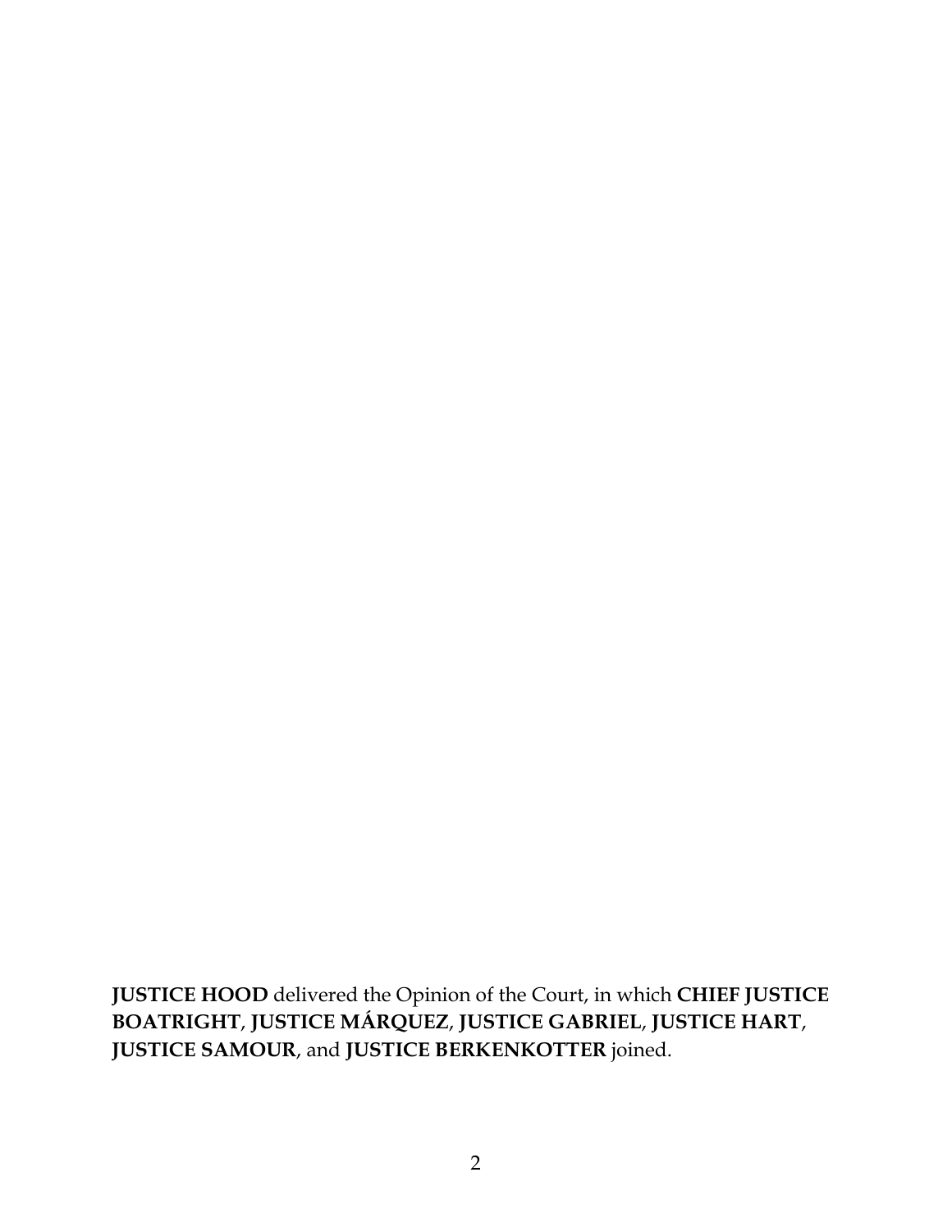**JUSTICE HOOD** delivered the Opinion of the Court, in which **CHIEF JUSTICE BOATRIGHT**, **JUSTICE MÁRQUEZ**, **JUSTICE GABRIEL**, **JUSTICE HART**, **JUSTICE SAMOUR**, and **JUSTICE BERKENKOTTER** joined.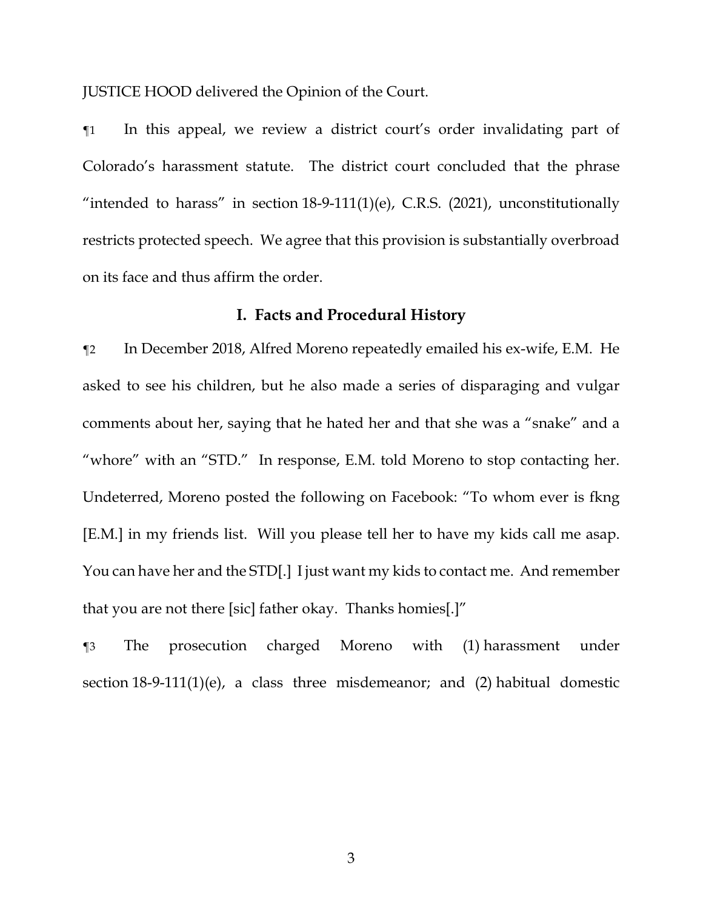JUSTICE HOOD delivered the Opinion of the Court.

¶1 In this appeal, we review a district court's order invalidating part of Colorado's harassment statute. The district court concluded that the phrase "intended to harass" in section 18-9-111(1)(e), C.R.S. (2021), unconstitutionally restricts protected speech. We agree that this provision is substantially overbroad on its face and thus affirm the order.

## I. Facts and Procedural History

¶2 In December 2018, Alfred Moreno repeatedly emailed his ex-wife, E.M. He asked to see his children, but he also made a series of disparaging and vulgar comments about her, saying that he hated her and that she was a "snake" and a "whore" with an "STD." In response, E.M. told Moreno to stop contacting her. Undeterred, Moreno posted the following on Facebook: "To whom ever is fkng [E.M.] in my friends list. Will you please tell her to have my kids call me asap. You can have her and the STD[.] I just want my kids to contact me. And remember that you are not there [sic] father okay. Thanks homies[.]"

¶3 The prosecution charged Moreno with (1) harassment under section 18-9-111(1)(e), a class three misdemeanor; and (2) habitual domestic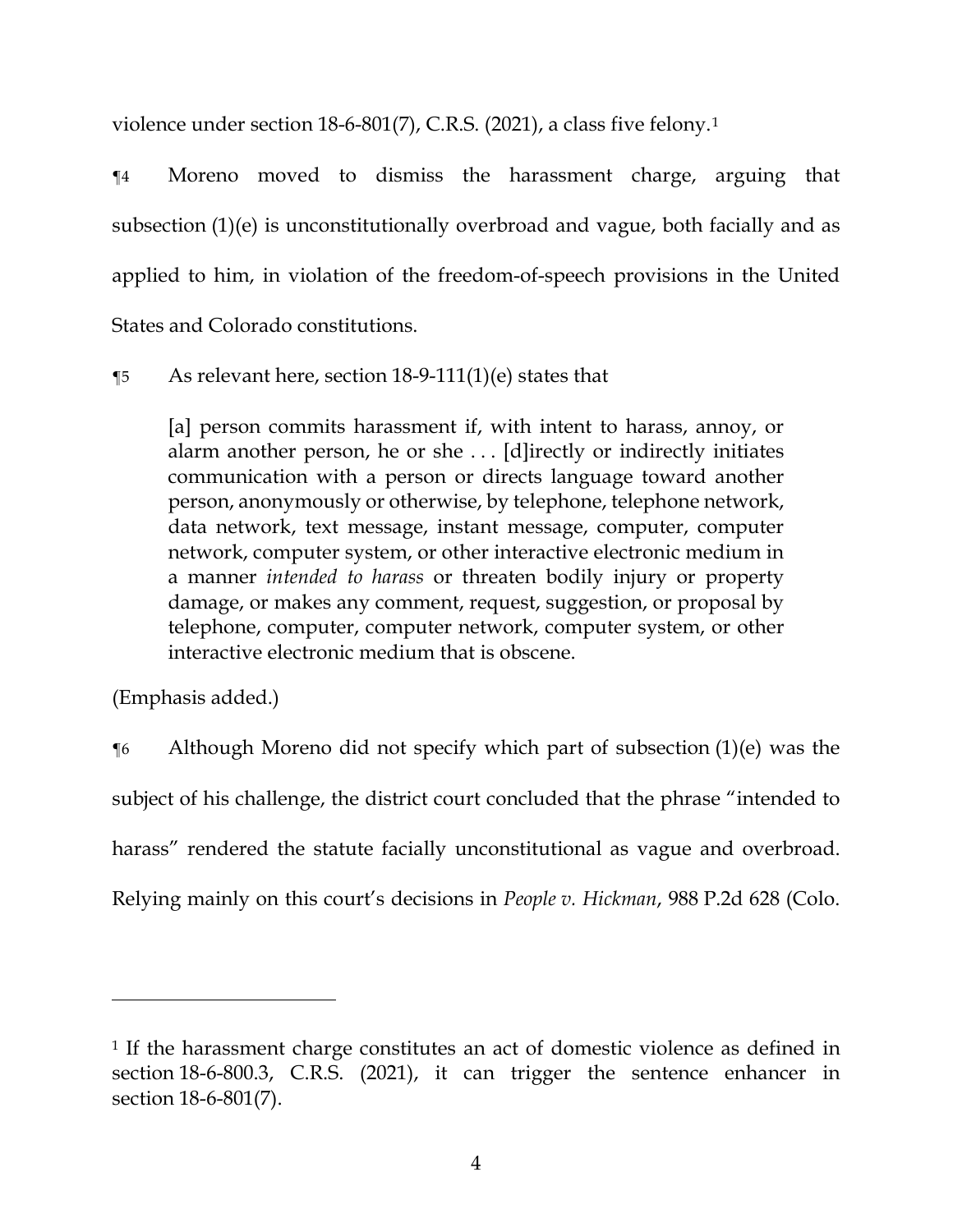violence under section 18-6-801(7), C.R.S. (2021), a class five felony.[1]

¶4 Moreno moved to dismiss the harassment charge, arguing that subsection (1)(e) is unconstitutionally overbroad and vague, both facially and as applied to him, in violation of the freedom-of-speech provisions in the United States and Colorado constitutions.

¶5 As relevant here, section 18-9-111(1)(e) states that

> [a] person commits harassment if, with intent to harass, annoy, or alarm another person, he or she . . . [d]irectly or indirectly initiates communication with a person or directs language toward another person, anonymously or otherwise, by telephone, telephone network, data network, text message, instant message, computer, computer network, computer system, or other interactive electronic medium in a manner *intended to harass* or threaten bodily injury or property damage, or makes any comment, request, suggestion, or proposal by telephone, computer, computer network, computer system, or other interactive electronic medium that is obscene.

(Emphasis added.)

¶6 Although Moreno did not specify which part of subsection (1)(e) was the subject of his challenge, the district court concluded that the phrase "intended to harass" rendered the statute facially unconstitutional as vague and overbroad. Relying mainly on this court's decisions in *People v. Hickman*, 988 P.2d 628 (Colo.

---

[1] If the harassment charge constitutes an act of domestic violence as defined in section 18-6-800.3, C.R.S. (2021), it can trigger the sentence enhancer in section 18-6-801(7).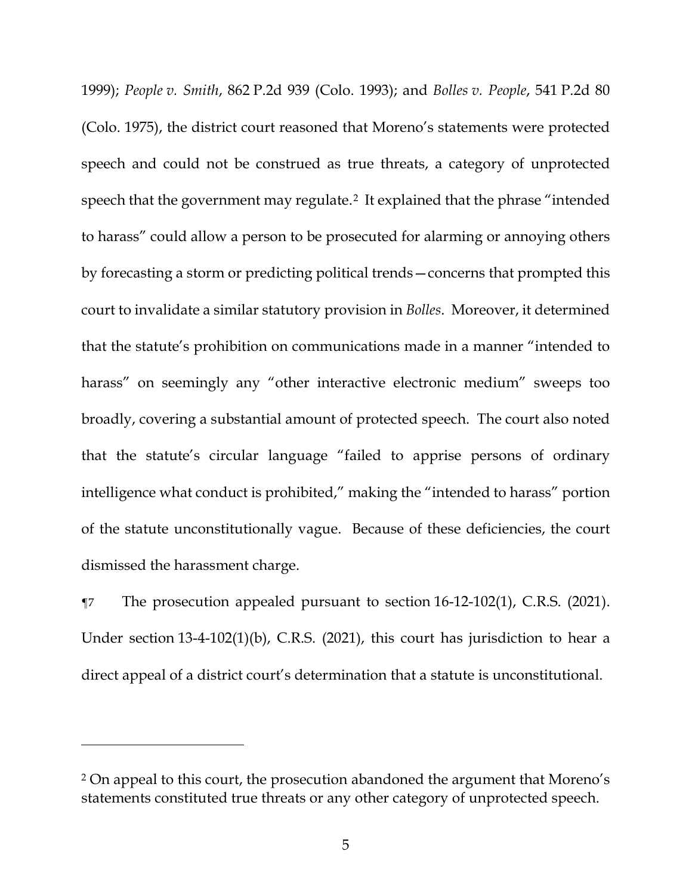1999); *People v. Smith*, 862 P.2d 939 (Colo. 1993); and *Bolles v. People*, 541 P.2d 80 (Colo. 1975), the district court reasoned that Moreno's statements were protected speech and could not be construed as true threats, a category of unprotected speech that the government may regulate.[2] It explained that the phrase "intended to harass" could allow a person to be prosecuted for alarming or annoying others by forecasting a storm or predicting political trends—concerns that prompted this court to invalidate a similar statutory provision in *Bolles*. Moreover, it determined that the statute's prohibition on communications made in a manner "intended to harass" on seemingly any "other interactive electronic medium" sweeps too broadly, covering a substantial amount of protected speech. The court also noted that the statute's circular language "failed to apprise persons of ordinary intelligence what conduct is prohibited," making the "intended to harass" portion of the statute unconstitutionally vague. Because of these deficiencies, the court dismissed the harassment charge.

¶7 The prosecution appealed pursuant to section 16-12-102(1), C.R.S. (2021). Under section 13-4-102(1)(b), C.R.S. (2021), this court has jurisdiction to hear a direct appeal of a district court's determination that a statute is unconstitutional.

---

[2] On appeal to this court, the prosecution abandoned the argument that Moreno's statements constituted true threats or any other category of unprotected speech.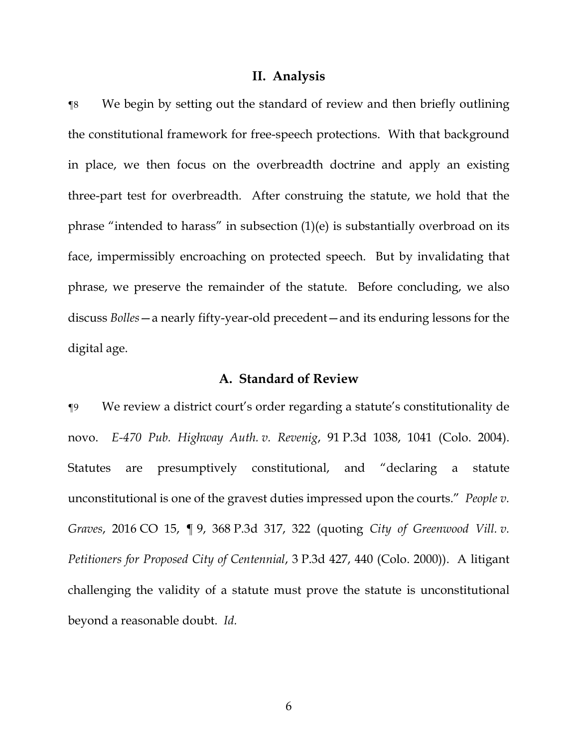## II. Analysis

¶8 We begin by setting out the standard of review and then briefly outlining the constitutional framework for free-speech protections. With that background in place, we then focus on the overbreadth doctrine and apply an existing three-part test for overbreadth. After construing the statute, we hold that the phrase "intended to harass" in subsection (1)(e) is substantially overbroad on its face, impermissibly encroaching on protected speech. But by invalidating that phrase, we preserve the remainder of the statute. Before concluding, we also discuss *Bolles*—a nearly fifty-year-old precedent—and its enduring lessons for the digital age.

### A. Standard of Review

¶9 We review a district court's order regarding a statute's constitutionality de novo. *E-470 Pub. Highway Auth. v. Revenig*, 91 P.3d 1038, 1041 (Colo. 2004). Statutes are presumptively constitutional, and "declaring a statute unconstitutional is one of the gravest duties impressed upon the courts." *People v. Graves*, 2016 CO 15, ¶ 9, 368 P.3d 317, 322 (quoting *City of Greenwood Vill. v. Petitioners for Proposed City of Centennial*, 3 P.3d 427, 440 (Colo. 2000)). A litigant challenging the validity of a statute must prove the statute is unconstitutional beyond a reasonable doubt. *Id.*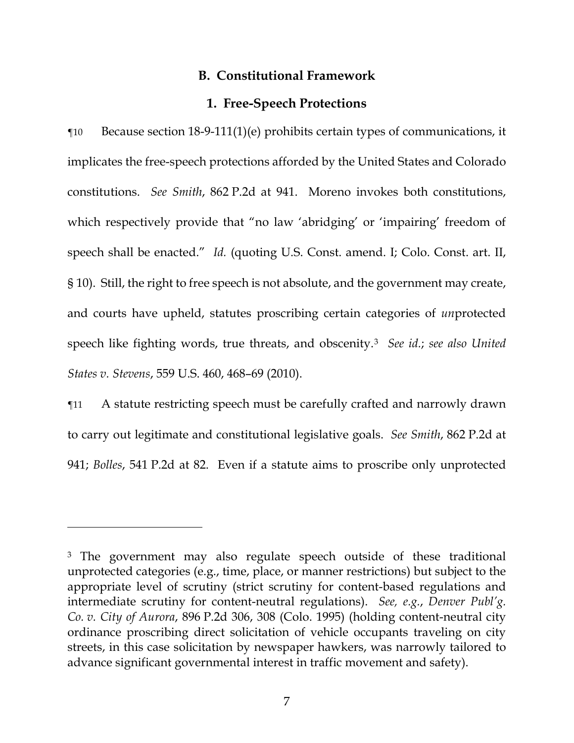## B. Constitutional Framework

### 1. Free-Speech Protections

¶10 Because section 18-9-111(1)(e) prohibits certain types of communications, it implicates the free-speech protections afforded by the United States and Colorado constitutions. *See Smith*, 862 P.2d at 941. Moreno invokes both constitutions, which respectively provide that "no law 'abridging' or 'impairing' freedom of speech shall be enacted." *Id.* (quoting U.S. Const. amend. I; Colo. Const. art. II, § 10). Still, the right to free speech is not absolute, and the government may create, and courts have upheld, statutes proscribing certain categories of *un*protected speech like fighting words, true threats, and obscenity.[3] *See id.*; *see also United States v. Stevens*, 559 U.S. 460, 468–69 (2010).

¶11 A statute restricting speech must be carefully crafted and narrowly drawn to carry out legitimate and constitutional legislative goals. *See Smith*, 862 P.2d at 941; *Bolles*, 541 P.2d at 82. Even if a statute aims to proscribe only unprotected

---

[3] The government may also regulate speech outside of these traditional unprotected categories (e.g., time, place, or manner restrictions) but subject to the appropriate level of scrutiny (strict scrutiny for content-based regulations and intermediate scrutiny for content-neutral regulations). *See, e.g.*, *Denver Publ'g. Co. v. City of Aurora*, 896 P.2d 306, 308 (Colo. 1995) (holding content-neutral city ordinance proscribing direct solicitation of vehicle occupants traveling on city streets, in this case solicitation by newspaper hawkers, was narrowly tailored to advance significant governmental interest in traffic movement and safety).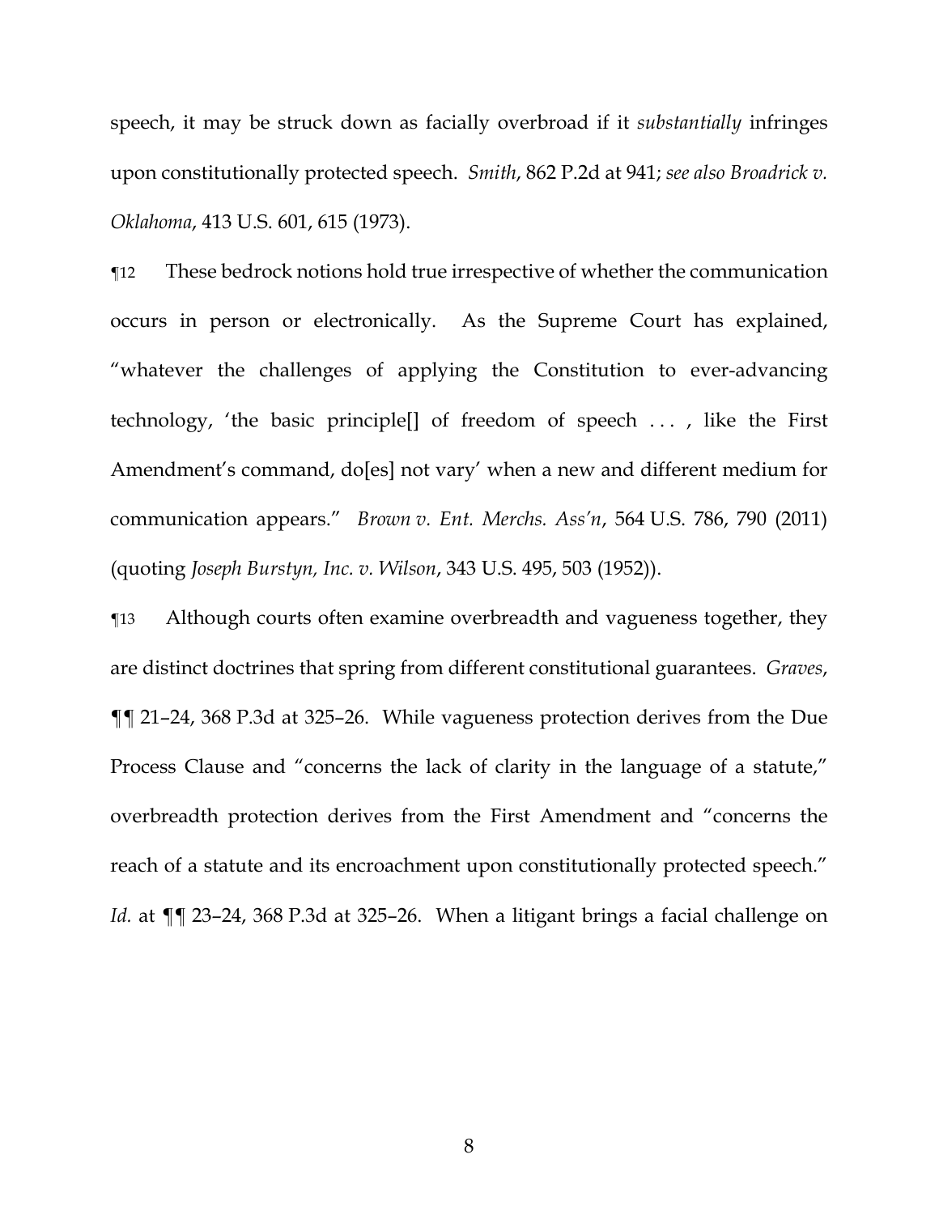speech, it may be struck down as facially overbroad if it *substantially* infringes upon constitutionally protected speech. *Smith*, 862 P.2d at 941; *see also Broadrick v. Oklahoma*, 413 U.S. 601, 615 (1973).

¶12 These bedrock notions hold true irrespective of whether the communication occurs in person or electronically. As the Supreme Court has explained, "whatever the challenges of applying the Constitution to ever-advancing technology, 'the basic principle[] of freedom of speech . . . , like the First Amendment's command, do[es] not vary' when a new and different medium for communication appears." *Brown v. Ent. Merchs. Ass'n*, 564 U.S. 786, 790 (2011) (quoting *Joseph Burstyn, Inc. v. Wilson*, 343 U.S. 495, 503 (1952)).

¶13 Although courts often examine overbreadth and vagueness together, they are distinct doctrines that spring from different constitutional guarantees. *Graves*, ¶¶ 21–24, 368 P.3d at 325–26. While vagueness protection derives from the Due Process Clause and "concerns the lack of clarity in the language of a statute," overbreadth protection derives from the First Amendment and "concerns the reach of a statute and its encroachment upon constitutionally protected speech." *Id.* at ¶¶ 23–24, 368 P.3d at 325–26. When a litigant brings a facial challenge on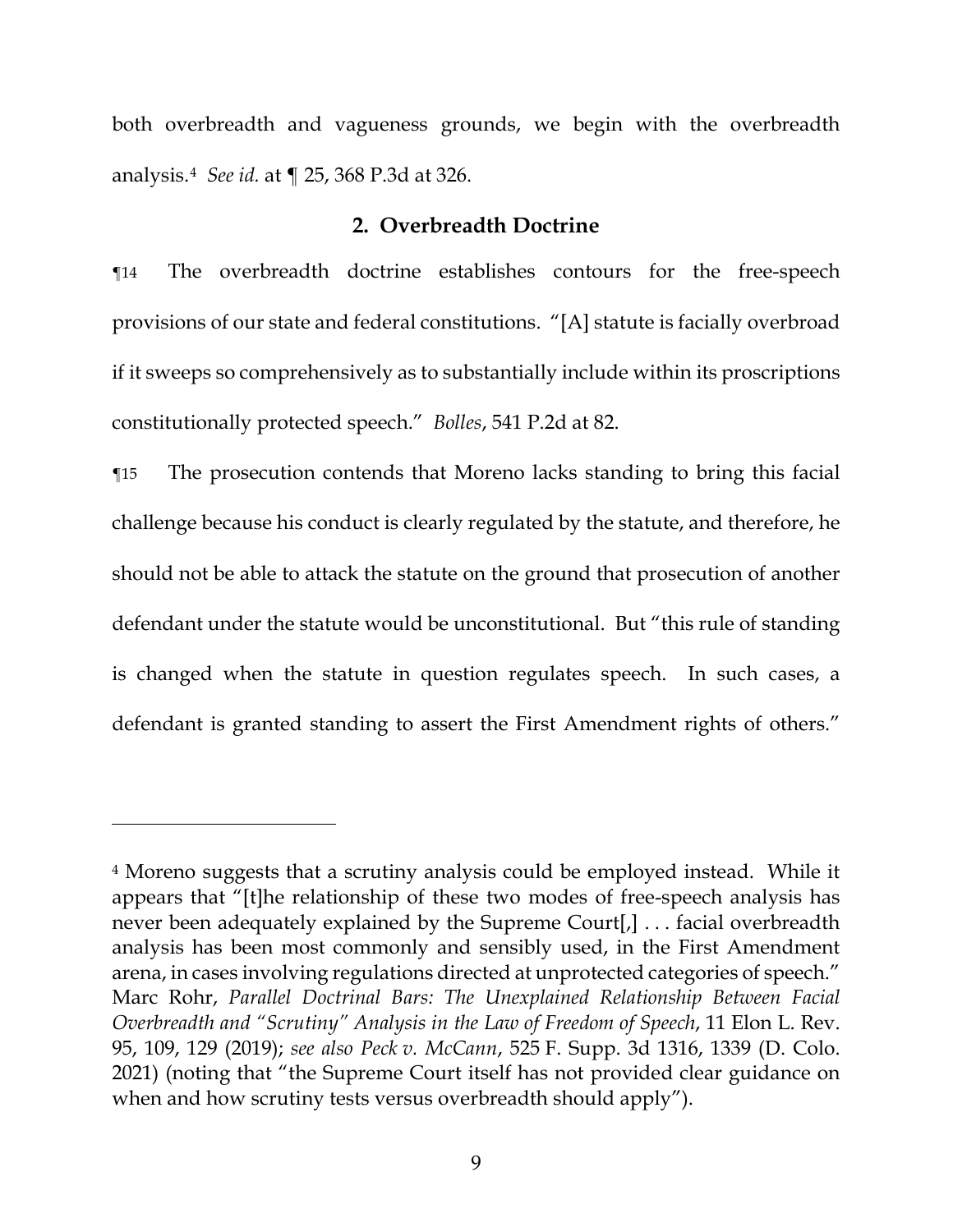both overbreadth and vagueness grounds, we begin with the overbreadth analysis.[4] *See id.* at ¶ 25, 368 P.3d at 326.

### 2. Overbreadth Doctrine

¶14 The overbreadth doctrine establishes contours for the free-speech provisions of our state and federal constitutions. "[A] statute is facially overbroad if it sweeps so comprehensively as to substantially include within its proscriptions constitutionally protected speech." *Bolles*, 541 P.2d at 82.

¶15 The prosecution contends that Moreno lacks standing to bring this facial challenge because his conduct is clearly regulated by the statute, and therefore, he should not be able to attack the statute on the ground that prosecution of another defendant under the statute would be unconstitutional. But "this rule of standing is changed when the statute in question regulates speech. In such cases, a defendant is granted standing to assert the First Amendment rights of others."

---

[4] Moreno suggests that a scrutiny analysis could be employed instead. While it appears that "[t]he relationship of these two modes of free-speech analysis has never been adequately explained by the Supreme Court[,] . . . facial overbreadth analysis has been most commonly and sensibly used, in the First Amendment arena, in cases involving regulations directed at unprotected categories of speech." Marc Rohr, *Parallel Doctrinal Bars: The Unexplained Relationship Between Facial Overbreadth and "Scrutiny" Analysis in the Law of Freedom of Speech*, 11 Elon L. Rev. 95, 109, 129 (2019); *see also Peck v. McCann*, 525 F. Supp. 3d 1316, 1339 (D. Colo. 2021) (noting that "the Supreme Court itself has not provided clear guidance on when and how scrutiny tests versus overbreadth should apply").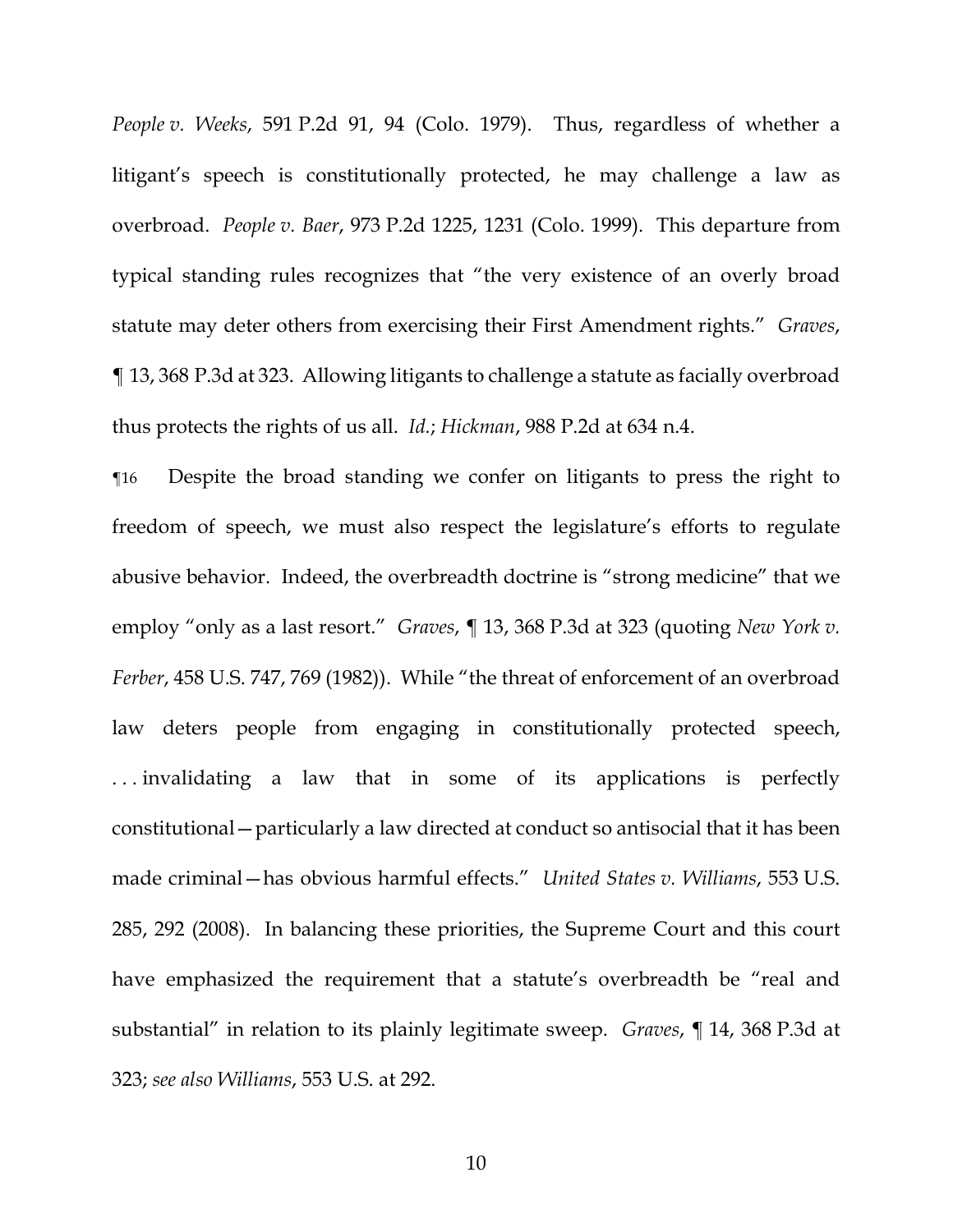*People v. Weeks*, 591 P.2d 91, 94 (Colo. 1979). Thus, regardless of whether a litigant's speech is constitutionally protected, he may challenge a law as overbroad. *People v. Baer*, 973 P.2d 1225, 1231 (Colo. 1999). This departure from typical standing rules recognizes that "the very existence of an overly broad statute may deter others from exercising their First Amendment rights." *Graves*, ¶ 13, 368 P.3d at 323. Allowing litigants to challenge a statute as facially overbroad thus protects the rights of us all. *Id.*; *Hickman*, 988 P.2d at 634 n.4.

¶16 Despite the broad standing we confer on litigants to press the right to freedom of speech, we must also respect the legislature's efforts to regulate abusive behavior. Indeed, the overbreadth doctrine is "strong medicine" that we employ "only as a last resort." *Graves*, ¶ 13, 368 P.3d at 323 (quoting *New York v. Ferber*, 458 U.S. 747, 769 (1982)). While "the threat of enforcement of an overbroad law deters people from engaging in constitutionally protected speech, . . . invalidating a law that in some of its applications is perfectly constitutional—particularly a law directed at conduct so antisocial that it has been made criminal—has obvious harmful effects." *United States v. Williams*, 553 U.S. 285, 292 (2008). In balancing these priorities, the Supreme Court and this court have emphasized the requirement that a statute's overbreadth be "real and substantial" in relation to its plainly legitimate sweep. *Graves*, ¶ 14, 368 P.3d at 323; *see also Williams*, 553 U.S. at 292.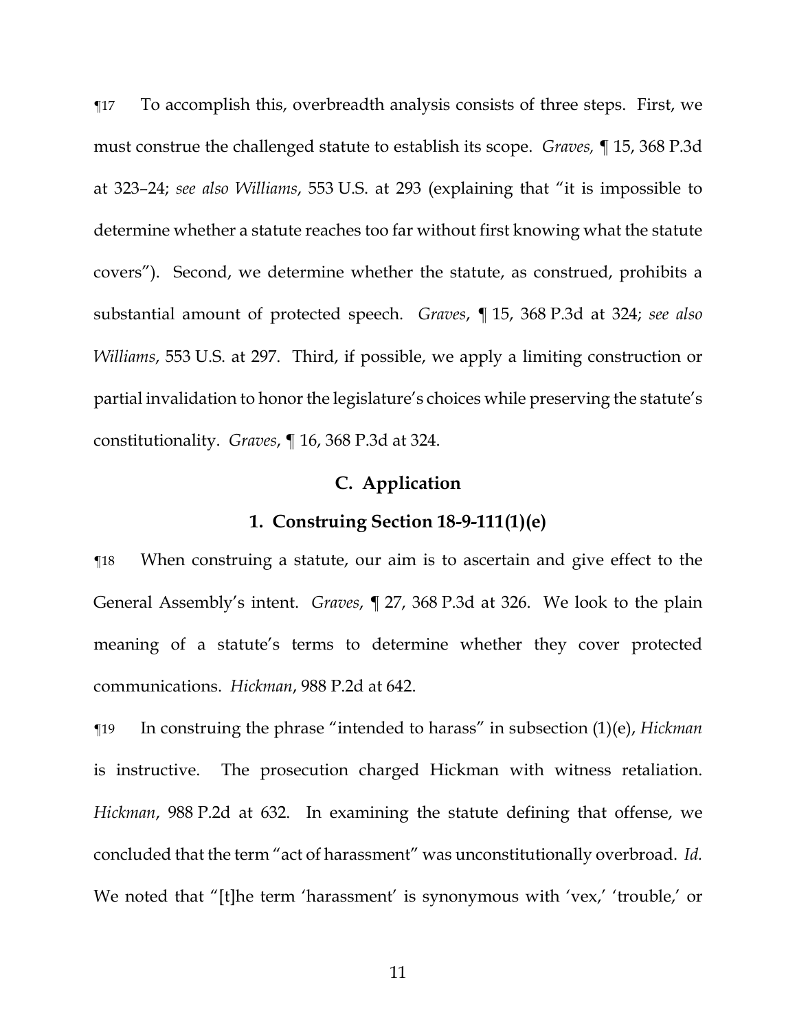¶17 To accomplish this, overbreadth analysis consists of three steps. First, we must construe the challenged statute to establish its scope. *Graves,* ¶ 15, 368 P.3d at 323–24; *see also Williams*, 553 U.S. at 293 (explaining that "it is impossible to determine whether a statute reaches too far without first knowing what the statute covers"). Second, we determine whether the statute, as construed, prohibits a substantial amount of protected speech. *Graves*, ¶ 15, 368 P.3d at 324; *see also Williams*, 553 U.S. at 297. Third, if possible, we apply a limiting construction or partial invalidation to honor the legislature's choices while preserving the statute's constitutionality. *Graves*, ¶ 16, 368 P.3d at 324.

### C. Application

#### 1. Construing Section 18-9-111(1)(e)

¶18 When construing a statute, our aim is to ascertain and give effect to the General Assembly's intent. *Graves*, ¶ 27, 368 P.3d at 326. We look to the plain meaning of a statute's terms to determine whether they cover protected communications. *Hickman*, 988 P.2d at 642.

¶19 In construing the phrase "intended to harass" in subsection (1)(e), *Hickman* is instructive. The prosecution charged Hickman with witness retaliation. *Hickman*, 988 P.2d at 632. In examining the statute defining that offense, we concluded that the term "act of harassment" was unconstitutionally overbroad. *Id.* We noted that "[t]he term 'harassment' is synonymous with 'vex,' 'trouble,' or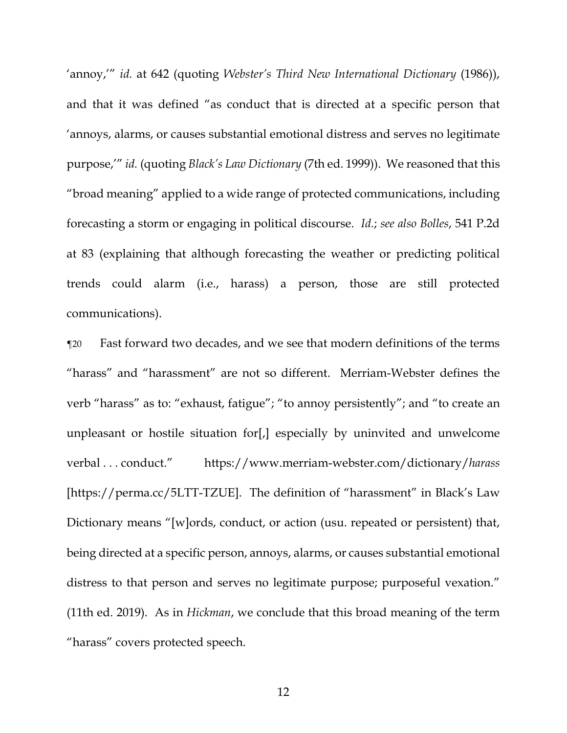'annoy,'" *id.* at 642 (quoting *Webster's Third New International Dictionary* (1986)), and that it was defined "as conduct that is directed at a specific person that 'annoys, alarms, or causes substantial emotional distress and serves no legitimate purpose,'" *id.* (quoting *Black's Law Dictionary* (7th ed. 1999)). We reasoned that this "broad meaning" applied to a wide range of protected communications, including forecasting a storm or engaging in political discourse. *Id.*; *see also Bolles*, 541 P.2d at 83 (explaining that although forecasting the weather or predicting political trends could alarm (i.e., harass) a person, those are still protected communications).

¶20 Fast forward two decades, and we see that modern definitions of the terms "harass" and "harassment" are not so different. Merriam-Webster defines the verb "harass" as to: "exhaust, fatigue"; "to annoy persistently"; and "to create an unpleasant or hostile situation for[,] especially by uninvited and unwelcome verbal . . . conduct." https://www.merriam-webster.com/dictionary/*harass* [https://perma.cc/5LTT-TZUE]. The definition of "harassment" in Black's Law Dictionary means "[w]ords, conduct, or action (usu. repeated or persistent) that, being directed at a specific person, annoys, alarms, or causes substantial emotional distress to that person and serves no legitimate purpose; purposeful vexation." (11th ed. 2019). As in *Hickman*, we conclude that this broad meaning of the term "harass" covers protected speech.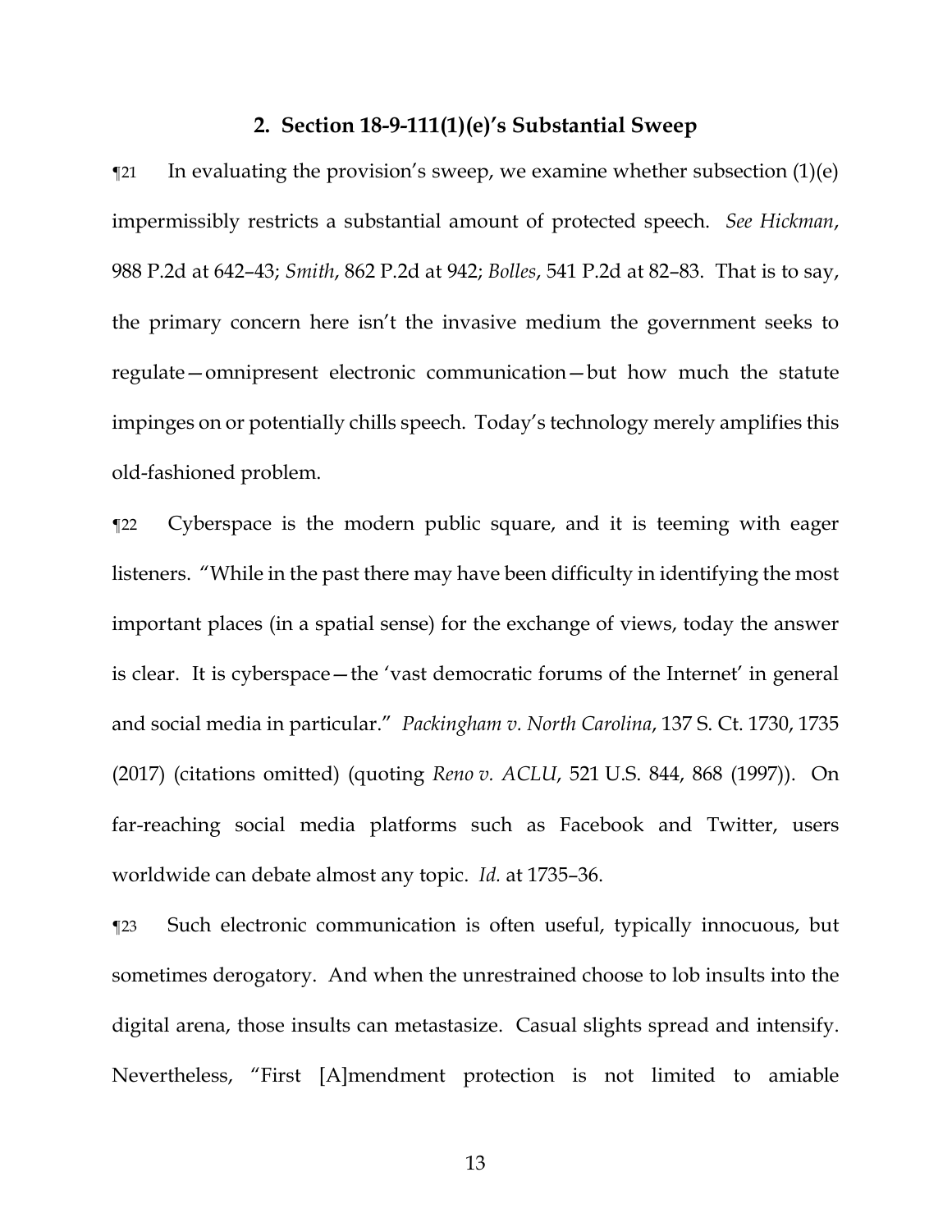### 2. Section 18-9-111(1)(e)'s Substantial Sweep

¶21 In evaluating the provision's sweep, we examine whether subsection (1)(e) impermissibly restricts a substantial amount of protected speech. *See Hickman*, 988 P.2d at 642–43; *Smith*, 862 P.2d at 942; *Bolles*, 541 P.2d at 82–83. That is to say, the primary concern here isn't the invasive medium the government seeks to regulate—omnipresent electronic communication—but how much the statute impinges on or potentially chills speech. Today's technology merely amplifies this old-fashioned problem.

¶22 Cyberspace is the modern public square, and it is teeming with eager listeners. "While in the past there may have been difficulty in identifying the most important places (in a spatial sense) for the exchange of views, today the answer is clear. It is cyberspace—the 'vast democratic forums of the Internet' in general and social media in particular." *Packingham v. North Carolina*, 137 S. Ct. 1730, 1735 (2017) (citations omitted) (quoting *Reno v. ACLU*, 521 U.S. 844, 868 (1997)). On far-reaching social media platforms such as Facebook and Twitter, users worldwide can debate almost any topic. *Id.* at 1735–36.

¶23 Such electronic communication is often useful, typically innocuous, but sometimes derogatory. And when the unrestrained choose to lob insults into the digital arena, those insults can metastasize. Casual slights spread and intensify. Nevertheless, "First [A]mendment protection is not limited to amiable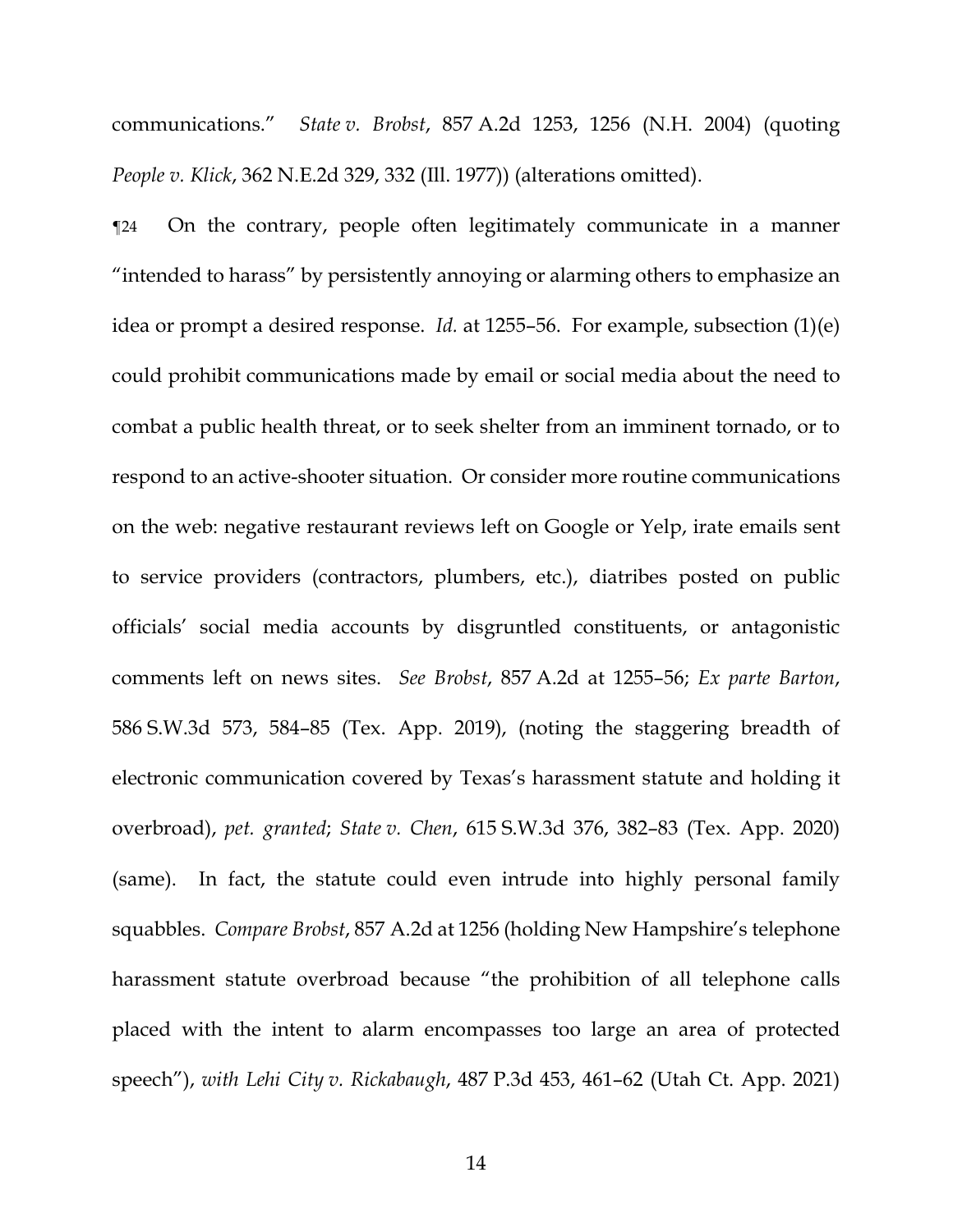communications." *State v. Brobst*, 857 A.2d 1253, 1256 (N.H. 2004) (quoting *People v. Klick*, 362 N.E.2d 329, 332 (Ill. 1977)) (alterations omitted).

¶24 On the contrary, people often legitimately communicate in a manner "intended to harass" by persistently annoying or alarming others to emphasize an idea or prompt a desired response. *Id.* at 1255–56. For example, subsection (1)(e) could prohibit communications made by email or social media about the need to combat a public health threat, or to seek shelter from an imminent tornado, or to respond to an active-shooter situation. Or consider more routine communications on the web: negative restaurant reviews left on Google or Yelp, irate emails sent to service providers (contractors, plumbers, etc.), diatribes posted on public officials' social media accounts by disgruntled constituents, or antagonistic comments left on news sites. *See Brobst*, 857 A.2d at 1255–56; *Ex parte Barton*, 586 S.W.3d 573, 584–85 (Tex. App. 2019), (noting the staggering breadth of electronic communication covered by Texas's harassment statute and holding it overbroad), *pet. granted*; *State v. Chen*, 615 S.W.3d 376, 382–83 (Tex. App. 2020) (same). In fact, the statute could even intrude into highly personal family squabbles. *Compare Brobst*, 857 A.2d at 1256 (holding New Hampshire's telephone harassment statute overbroad because "the prohibition of all telephone calls placed with the intent to alarm encompasses too large an area of protected speech"), *with Lehi City v. Rickabaugh*, 487 P.3d 453, 461–62 (Utah Ct. App. 2021)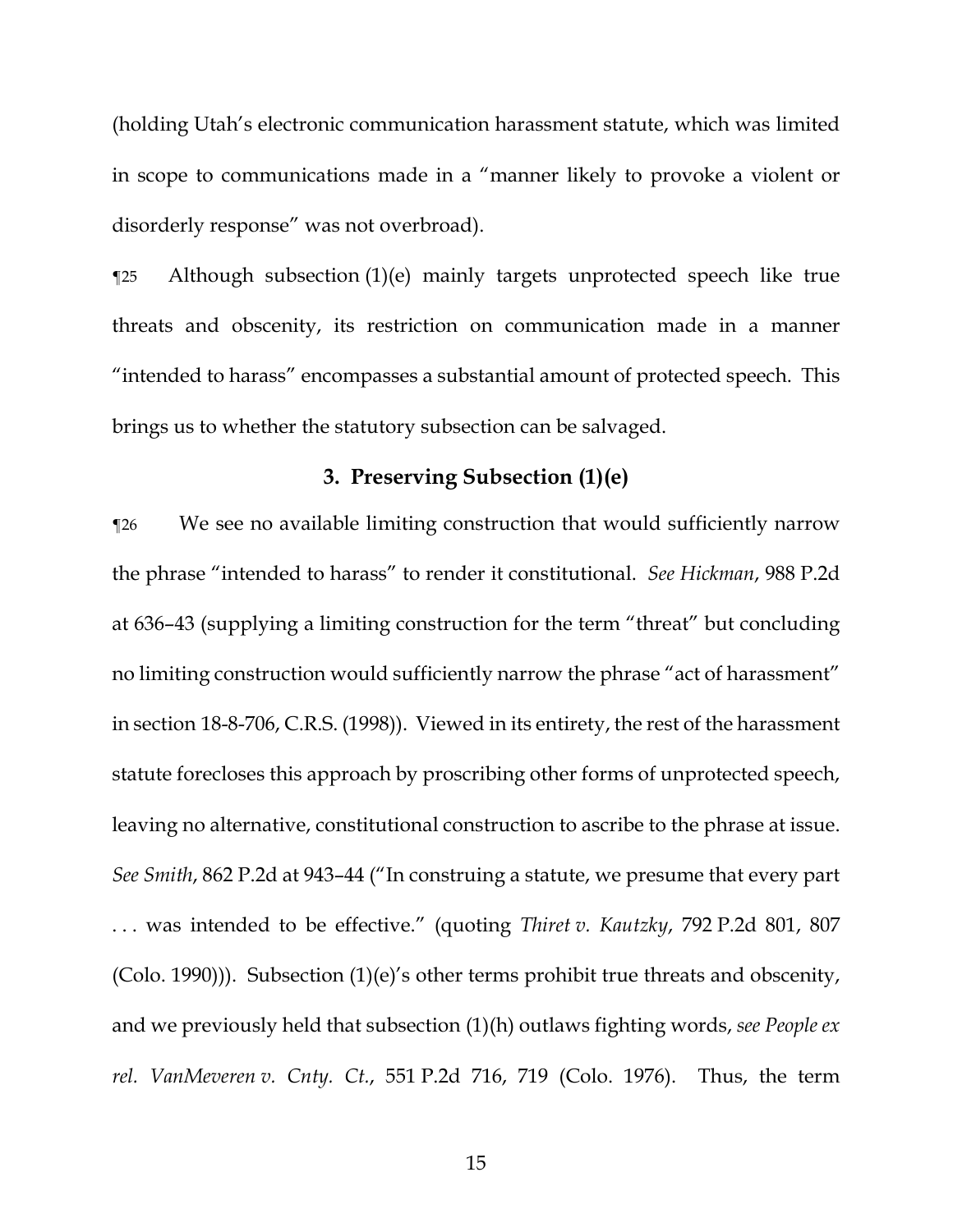(holding Utah's electronic communication harassment statute, which was limited in scope to communications made in a "manner likely to provoke a violent or disorderly response" was not overbroad).

¶25 Although subsection (1)(e) mainly targets unprotected speech like true threats and obscenity, its restriction on communication made in a manner "intended to harass" encompasses a substantial amount of protected speech. This brings us to whether the statutory subsection can be salvaged.

### 3. Preserving Subsection (1)(e)

¶26 We see no available limiting construction that would sufficiently narrow the phrase "intended to harass" to render it constitutional. *See Hickman*, 988 P.2d at 636–43 (supplying a limiting construction for the term "threat" but concluding no limiting construction would sufficiently narrow the phrase "act of harassment" in section 18-8-706, C.R.S. (1998)). Viewed in its entirety, the rest of the harassment statute forecloses this approach by proscribing other forms of unprotected speech, leaving no alternative, constitutional construction to ascribe to the phrase at issue. *See Smith*, 862 P.2d at 943–44 ("In construing a statute, we presume that every part . . . was intended to be effective." (quoting *Thiret v. Kautzky*, 792 P.2d 801, 807 (Colo. 1990))). Subsection (1)(e)'s other terms prohibit true threats and obscenity, and we previously held that subsection (1)(h) outlaws fighting words, *see People ex rel. VanMeveren v. Cnty. Ct.*, 551 P.2d 716, 719 (Colo. 1976). Thus, the term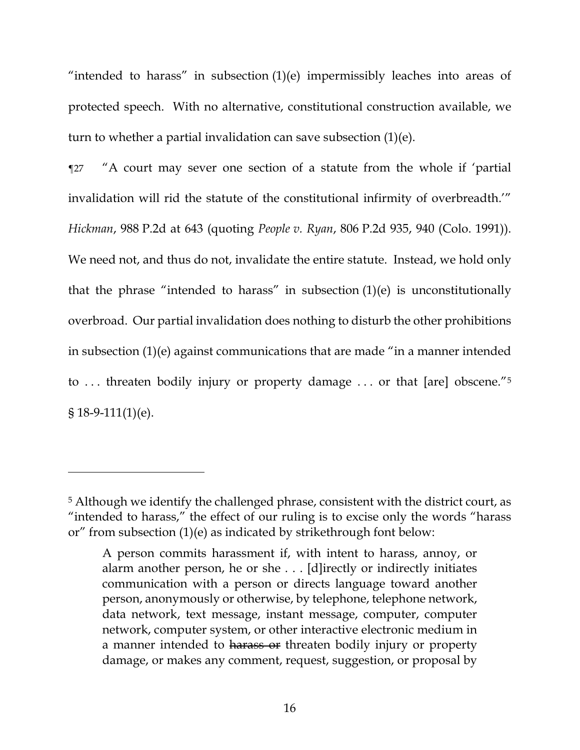"intended to harass" in subsection (1)(e) impermissibly leaches into areas of protected speech. With no alternative, constitutional construction available, we turn to whether a partial invalidation can save subsection (1)(e).

¶27 "A court may sever one section of a statute from the whole if 'partial invalidation will rid the statute of the constitutional infirmity of overbreadth.'" *Hickman*, 988 P.2d at 643 (quoting *People v. Ryan*, 806 P.2d 935, 940 (Colo. 1991)). We need not, and thus do not, invalidate the entire statute. Instead, we hold only that the phrase "intended to harass" in subsection (1)(e) is unconstitutionally overbroad. Our partial invalidation does nothing to disturb the other prohibitions in subsection (1)(e) against communications that are made "in a manner intended to . . . threaten bodily injury or property damage . . . or that [are] obscene."[5] § 18-9-111(1)(e).

---

[5] Although we identify the challenged phrase, consistent with the district court, as "intended to harass," the effect of our ruling is to excise only the words "harass or" from subsection (1)(e) as indicated by strikethrough font below:

> A person commits harassment if, with intent to harass, annoy, or alarm another person, he or she . . . [d]irectly or indirectly initiates communication with a person or directs language toward another person, anonymously or otherwise, by telephone, telephone network, data network, text message, instant message, computer, computer network, computer system, or other interactive electronic medium in a manner intended to ~~harass or~~ threaten bodily injury or property damage, or makes any comment, request, suggestion, or proposal by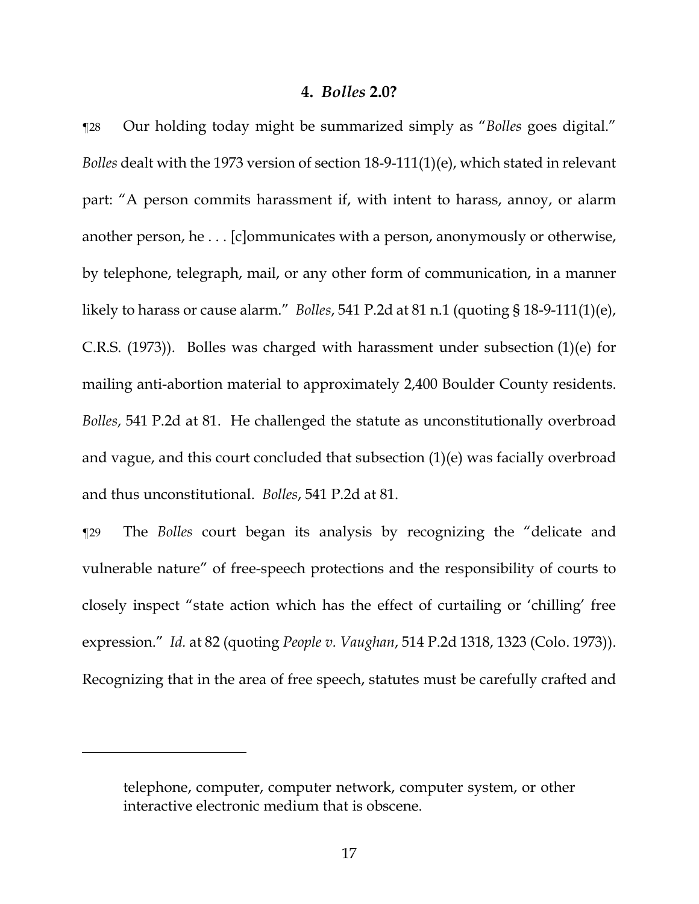#### 4. *Bolles* 2.0?

¶28 Our holding today might be summarized simply as "*Bolles* goes digital." *Bolles* dealt with the 1973 version of section 18-9-111(1)(e), which stated in relevant part: "A person commits harassment if, with intent to harass, annoy, or alarm another person, he . . . [c]ommunicates with a person, anonymously or otherwise, by telephone, telegraph, mail, or any other form of communication, in a manner likely to harass or cause alarm." *Bolles*, 541 P.2d at 81 n.1 (quoting § 18-9-111(1)(e), C.R.S. (1973)). Bolles was charged with harassment under subsection (1)(e) for mailing anti-abortion material to approximately 2,400 Boulder County residents. *Bolles*, 541 P.2d at 81. He challenged the statute as unconstitutionally overbroad and vague, and this court concluded that subsection (1)(e) was facially overbroad and thus unconstitutional. *Bolles*, 541 P.2d at 81.

¶29 The *Bolles* court began its analysis by recognizing the "delicate and vulnerable nature" of free-speech protections and the responsibility of courts to closely inspect "state action which has the effect of curtailing or 'chilling' free expression." *Id.* at 82 (quoting *People v. Vaughan*, 514 P.2d 1318, 1323 (Colo. 1973)). Recognizing that in the area of free speech, statutes must be carefully crafted and

---

> telephone, computer, computer network, computer system, or other interactive electronic medium that is obscene.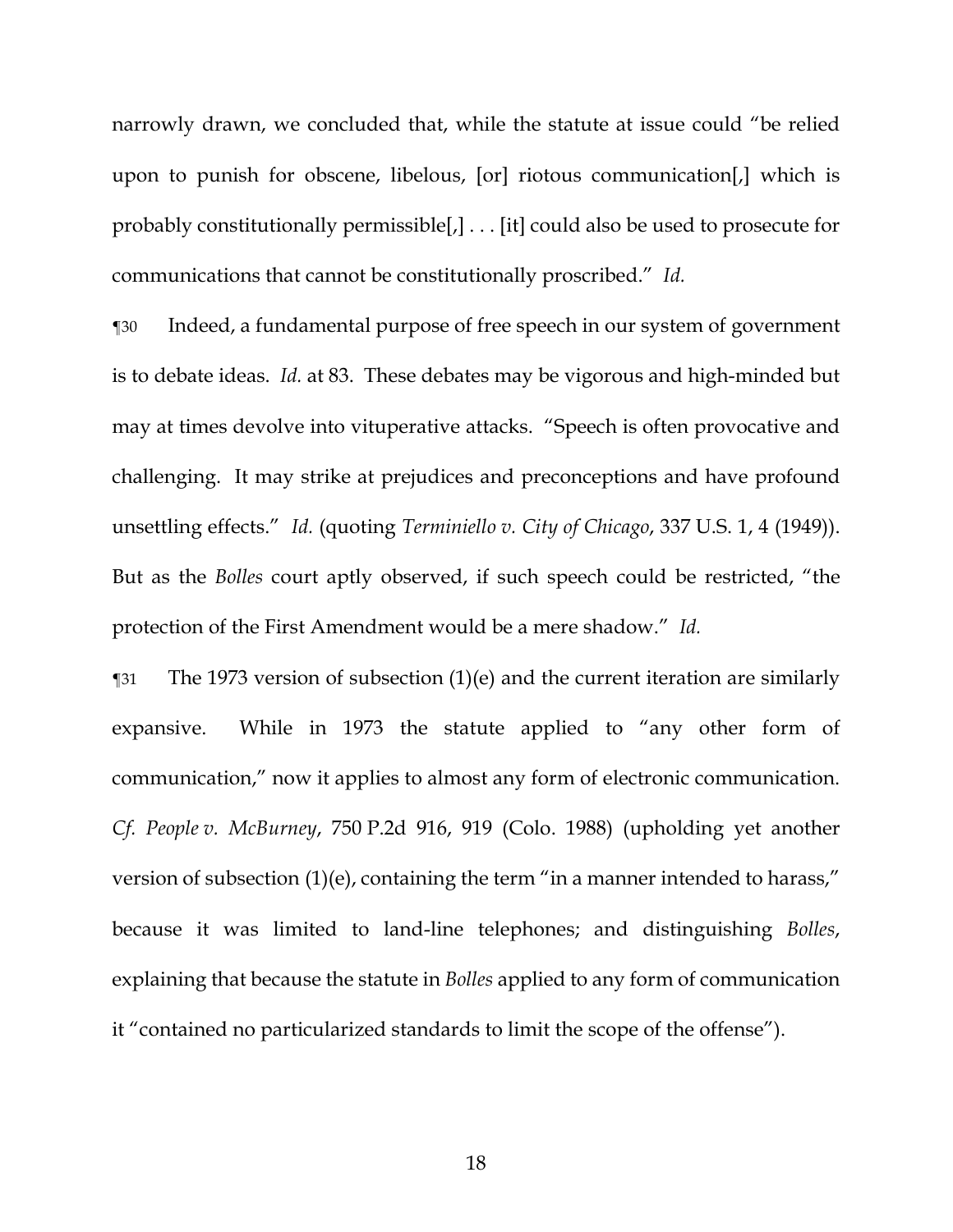narrowly drawn, we concluded that, while the statute at issue could "be relied upon to punish for obscene, libelous, [or] riotous communication[,] which is probably constitutionally permissible[,] . . . [it] could also be used to prosecute for communications that cannot be constitutionally proscribed." *Id.*

¶30 Indeed, a fundamental purpose of free speech in our system of government is to debate ideas. *Id.* at 83. These debates may be vigorous and high-minded but may at times devolve into vituperative attacks. "Speech is often provocative and challenging. It may strike at prejudices and preconceptions and have profound unsettling effects." *Id.* (quoting *Terminiello v. City of Chicago*, 337 U.S. 1, 4 (1949)). But as the *Bolles* court aptly observed, if such speech could be restricted, "the protection of the First Amendment would be a mere shadow." *Id.*

¶31 The 1973 version of subsection (1)(e) and the current iteration are similarly expansive. While in 1973 the statute applied to "any other form of communication," now it applies to almost any form of electronic communication. *Cf. People v. McBurney*, 750 P.2d 916, 919 (Colo. 1988) (upholding yet another version of subsection (1)(e), containing the term "in a manner intended to harass," because it was limited to land-line telephones; and distinguishing *Bolles*, explaining that because the statute in *Bolles* applied to any form of communication it "contained no particularized standards to limit the scope of the offense").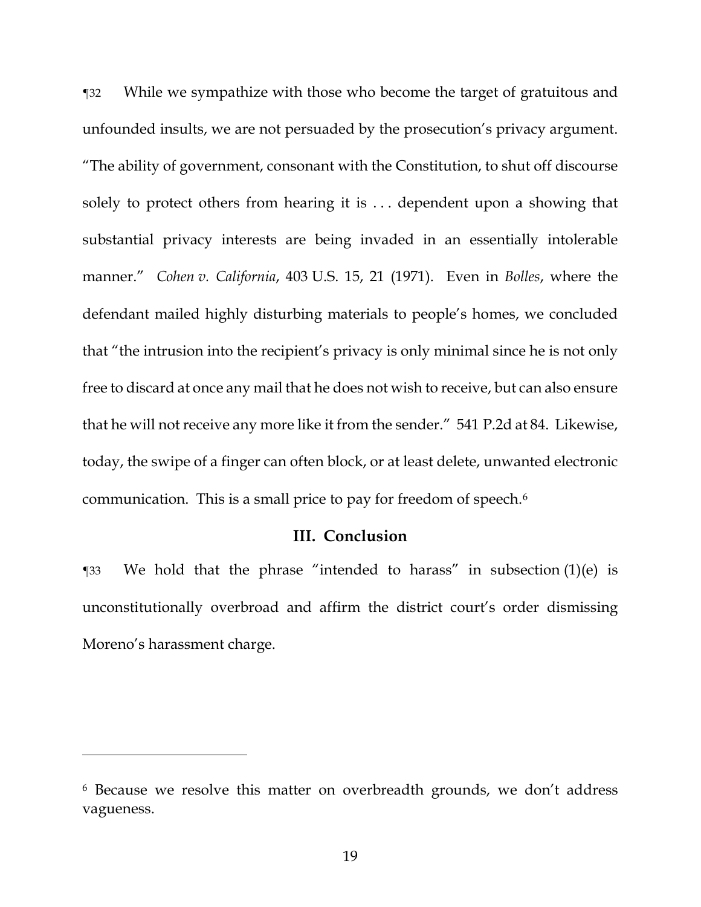¶32 While we sympathize with those who become the target of gratuitous and unfounded insults, we are not persuaded by the prosecution's privacy argument. "The ability of government, consonant with the Constitution, to shut off discourse solely to protect others from hearing it is . . . dependent upon a showing that substantial privacy interests are being invaded in an essentially intolerable manner." *Cohen v. California*, 403 U.S. 15, 21 (1971). Even in *Bolles*, where the defendant mailed highly disturbing materials to people's homes, we concluded that "the intrusion into the recipient's privacy is only minimal since he is not only free to discard at once any mail that he does not wish to receive, but can also ensure that he will not receive any more like it from the sender." 541 P.2d at 84. Likewise, today, the swipe of a finger can often block, or at least delete, unwanted electronic communication. This is a small price to pay for freedom of speech.[6]

## III. Conclusion

¶33 We hold that the phrase "intended to harass" in subsection (1)(e) is unconstitutionally overbroad and affirm the district court's order dismissing Moreno's harassment charge.

---

[6] Because we resolve this matter on overbreadth grounds, we don't address vagueness.